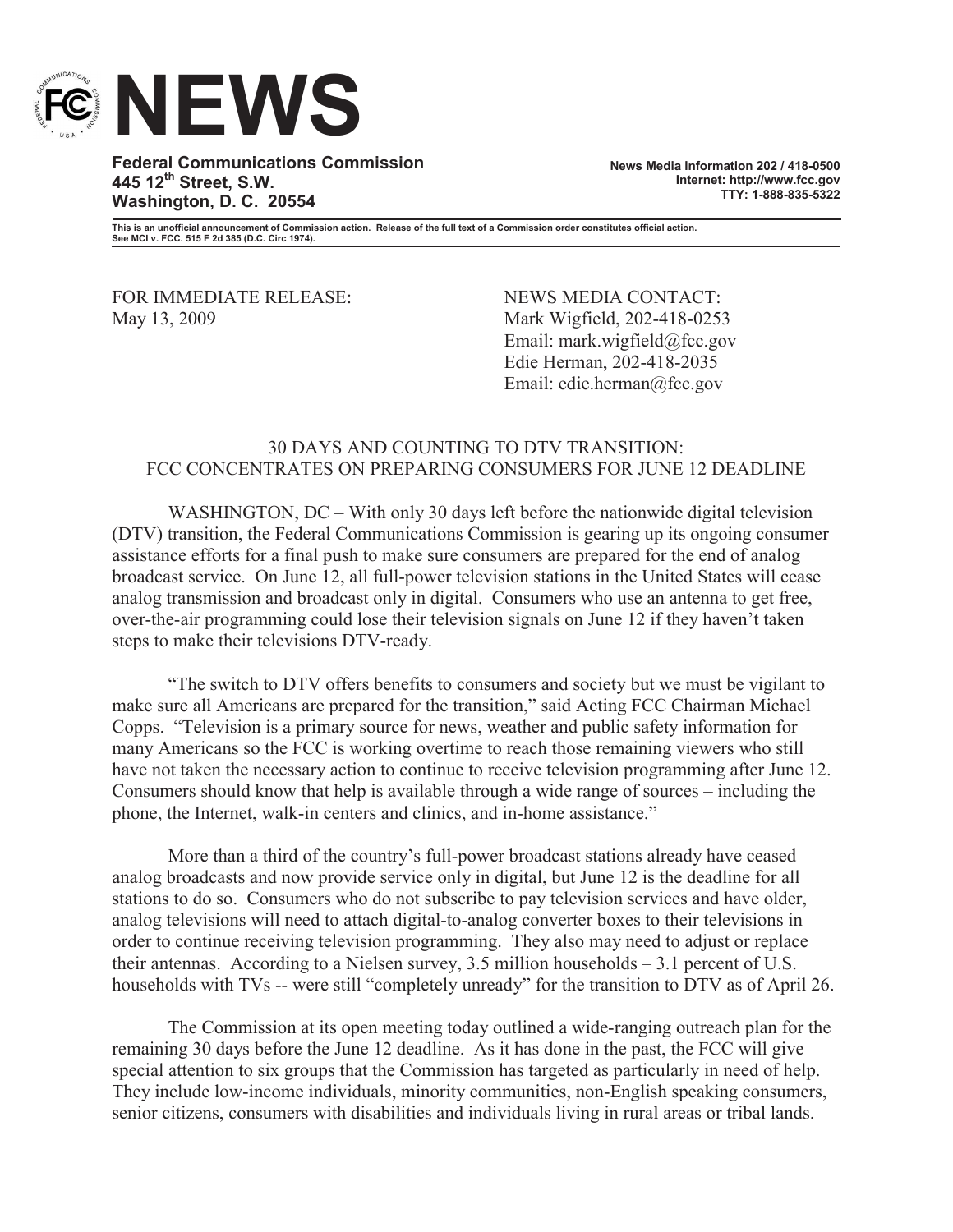# NEWS

**Federal Communications Commission**
**445 12th Street, S.W.**
**Washington, D. C. 20554**

**News Media Information 202 / 418-0500**
**Internet: http://www.fcc.gov**
**TTY: 1-888-835-5322**

**This is an unofficial announcement of Commission action. Release of the full text of a Commission order constitutes official action. See MCI v. FCC. 515 F 2d 385 (D.C. Circ 1974).**

FOR IMMEDIATE RELEASE:
May 13, 2009

NEWS MEDIA CONTACT:
Mark Wigfield, 202-418-0253
Email: mark.wigfield@fcc.gov
Edie Herman, 202-418-2035
Email: edie.herman@fcc.gov

## 30 DAYS AND COUNTING TO DTV TRANSITION: FCC CONCENTRATES ON PREPARING CONSUMERS FOR JUNE 12 DEADLINE

WASHINGTON, DC – With only 30 days left before the nationwide digital television (DTV) transition, the Federal Communications Commission is gearing up its ongoing consumer assistance efforts for a final push to make sure consumers are prepared for the end of analog broadcast service. On June 12, all full-power television stations in the United States will cease analog transmission and broadcast only in digital. Consumers who use an antenna to get free, over-the-air programming could lose their television signals on June 12 if they haven't taken steps to make their televisions DTV-ready.

"The switch to DTV offers benefits to consumers and society but we must be vigilant to make sure all Americans are prepared for the transition," said Acting FCC Chairman Michael Copps. "Television is a primary source for news, weather and public safety information for many Americans so the FCC is working overtime to reach those remaining viewers who still have not taken the necessary action to continue to receive television programming after June 12. Consumers should know that help is available through a wide range of sources – including the phone, the Internet, walk-in centers and clinics, and in-home assistance."

More than a third of the country's full-power broadcast stations already have ceased analog broadcasts and now provide service only in digital, but June 12 is the deadline for all stations to do so. Consumers who do not subscribe to pay television services and have older, analog televisions will need to attach digital-to-analog converter boxes to their televisions in order to continue receiving television programming. They also may need to adjust or replace their antennas. According to a Nielsen survey, 3.5 million households – 3.1 percent of U.S. households with TVs -- were still "completely unready" for the transition to DTV as of April 26.

The Commission at its open meeting today outlined a wide-ranging outreach plan for the remaining 30 days before the June 12 deadline. As it has done in the past, the FCC will give special attention to six groups that the Commission has targeted as particularly in need of help. They include low-income individuals, minority communities, non-English speaking consumers, senior citizens, consumers with disabilities and individuals living in rural areas or tribal lands.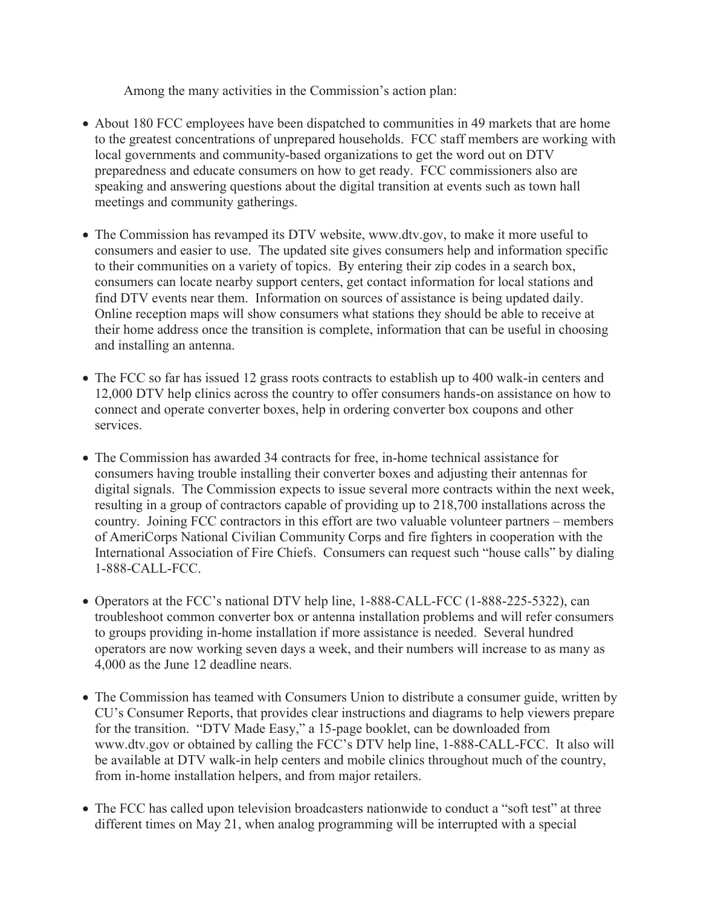Among the many activities in the Commission's action plan:

- About 180 FCC employees have been dispatched to communities in 49 markets that are home to the greatest concentrations of unprepared households. FCC staff members are working with local governments and community-based organizations to get the word out on DTV preparedness and educate consumers on how to get ready. FCC commissioners also are speaking and answering questions about the digital transition at events such as town hall meetings and community gatherings.

- The Commission has revamped its DTV website, www.dtv.gov, to make it more useful to consumers and easier to use. The updated site gives consumers help and information specific to their communities on a variety of topics. By entering their zip codes in a search box, consumers can locate nearby support centers, get contact information for local stations and find DTV events near them. Information on sources of assistance is being updated daily. Online reception maps will show consumers what stations they should be able to receive at their home address once the transition is complete, information that can be useful in choosing and installing an antenna.

- The FCC so far has issued 12 grass roots contracts to establish up to 400 walk-in centers and 12,000 DTV help clinics across the country to offer consumers hands-on assistance on how to connect and operate converter boxes, help in ordering converter box coupons and other services.

- The Commission has awarded 34 contracts for free, in-home technical assistance for consumers having trouble installing their converter boxes and adjusting their antennas for digital signals. The Commission expects to issue several more contracts within the next week, resulting in a group of contractors capable of providing up to 218,700 installations across the country. Joining FCC contractors in this effort are two valuable volunteer partners – members of AmeriCorps National Civilian Community Corps and fire fighters in cooperation with the International Association of Fire Chiefs. Consumers can request such "house calls" by dialing 1-888-CALL-FCC.

- Operators at the FCC's national DTV help line, 1-888-CALL-FCC (1-888-225-5322), can troubleshoot common converter box or antenna installation problems and will refer consumers to groups providing in-home installation if more assistance is needed. Several hundred operators are now working seven days a week, and their numbers will increase to as many as 4,000 as the June 12 deadline nears.

- The Commission has teamed with Consumers Union to distribute a consumer guide, written by CU's Consumer Reports, that provides clear instructions and diagrams to help viewers prepare for the transition. "DTV Made Easy," a 15-page booklet, can be downloaded from www.dtv.gov or obtained by calling the FCC's DTV help line, 1-888-CALL-FCC. It also will be available at DTV walk-in help centers and mobile clinics throughout much of the country, from in-home installation helpers, and from major retailers.

- The FCC has called upon television broadcasters nationwide to conduct a "soft test" at three different times on May 21, when analog programming will be interrupted with a special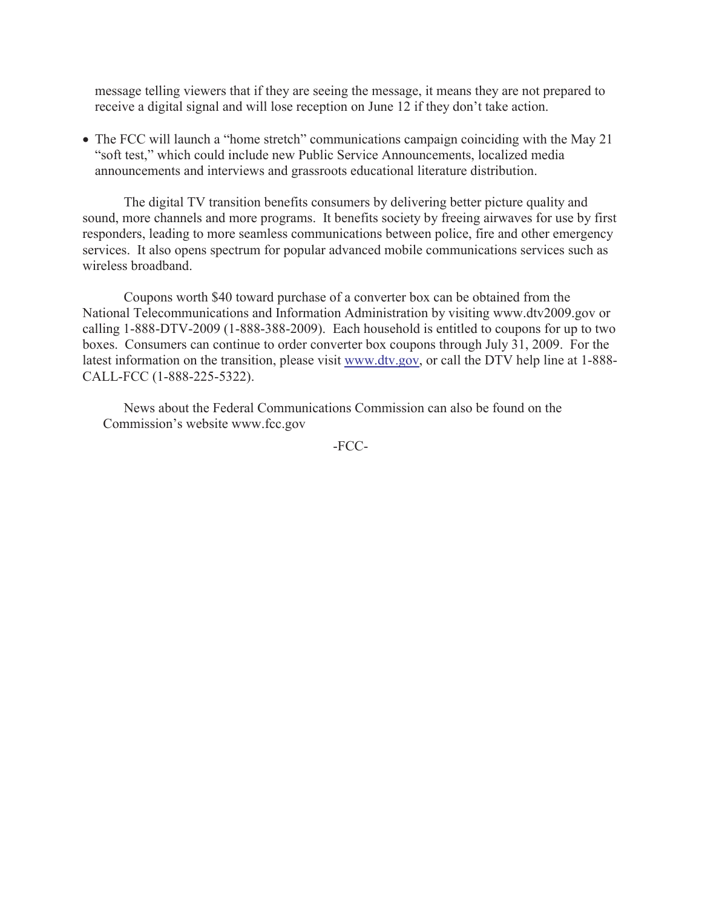message telling viewers that if they are seeing the message, it means they are not prepared to receive a digital signal and will lose reception on June 12 if they don't take action.

- The FCC will launch a "home stretch" communications campaign coinciding with the May 21 "soft test," which could include new Public Service Announcements, localized media announcements and interviews and grassroots educational literature distribution.

The digital TV transition benefits consumers by delivering better picture quality and sound, more channels and more programs. It benefits society by freeing airwaves for use by first responders, leading to more seamless communications between police, fire and other emergency services. It also opens spectrum for popular advanced mobile communications services such as wireless broadband.

Coupons worth $40 toward purchase of a converter box can be obtained from the National Telecommunications and Information Administration by visiting www.dtv2009.gov or calling 1-888-DTV-2009 (1-888-388-2009). Each household is entitled to coupons for up to two boxes. Consumers can continue to order converter box coupons through July 31, 2009. For the latest information on the transition, please visit www.dtv.gov, or call the DTV help line at 1-888-CALL-FCC (1-888-225-5322).

News about the Federal Communications Commission can also be found on the Commission's website www.fcc.gov

-FCC-